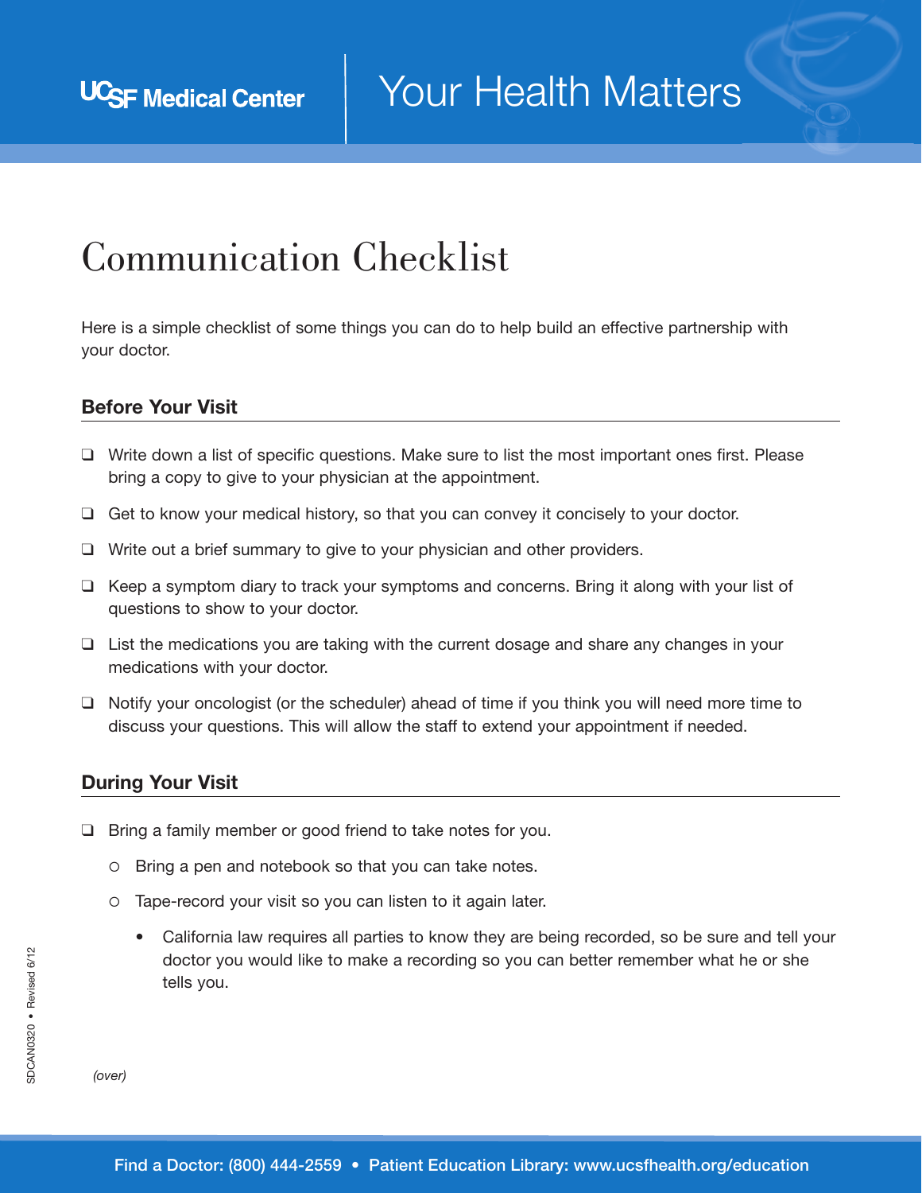UCSF Medical Center | Your Health Matters

# Communication Checklist

Here is a simple checklist of some things you can do to help build an effective partnership with your doctor.

## Before Your Visit

- ❑ Write down a list of specific questions. Make sure to list the most important ones first. Please bring a copy to give to your physician at the appointment.
- ❑ Get to know your medical history, so that you can convey it concisely to your doctor.
- ❑ Write out a brief summary to give to your physician and other providers.
- ❑ Keep a symptom diary to track your symptoms and concerns. Bring it along with your list of questions to show to your doctor.
- ❑ List the medications you are taking with the current dosage and share any changes in your medications with your doctor.
- ❑ Notify your oncologist (or the scheduler) ahead of time if you think you will need more time to discuss your questions. This will allow the staff to extend your appointment if needed.

## During Your Visit

- ❑ Bring a family member or good friend to take notes for you.
  - Bring a pen and notebook so that you can take notes.
  - Tape-record your visit so you can listen to it again later.
    - California law requires all parties to know they are being recorded, so be sure and tell your doctor you would like to make a recording so you can better remember what he or she tells you.

*(over)*

SDCAN0320 • Revised 6/12

Find a Doctor: (800) 444-2559 • Patient Education Library: www.ucsfhealth.org/education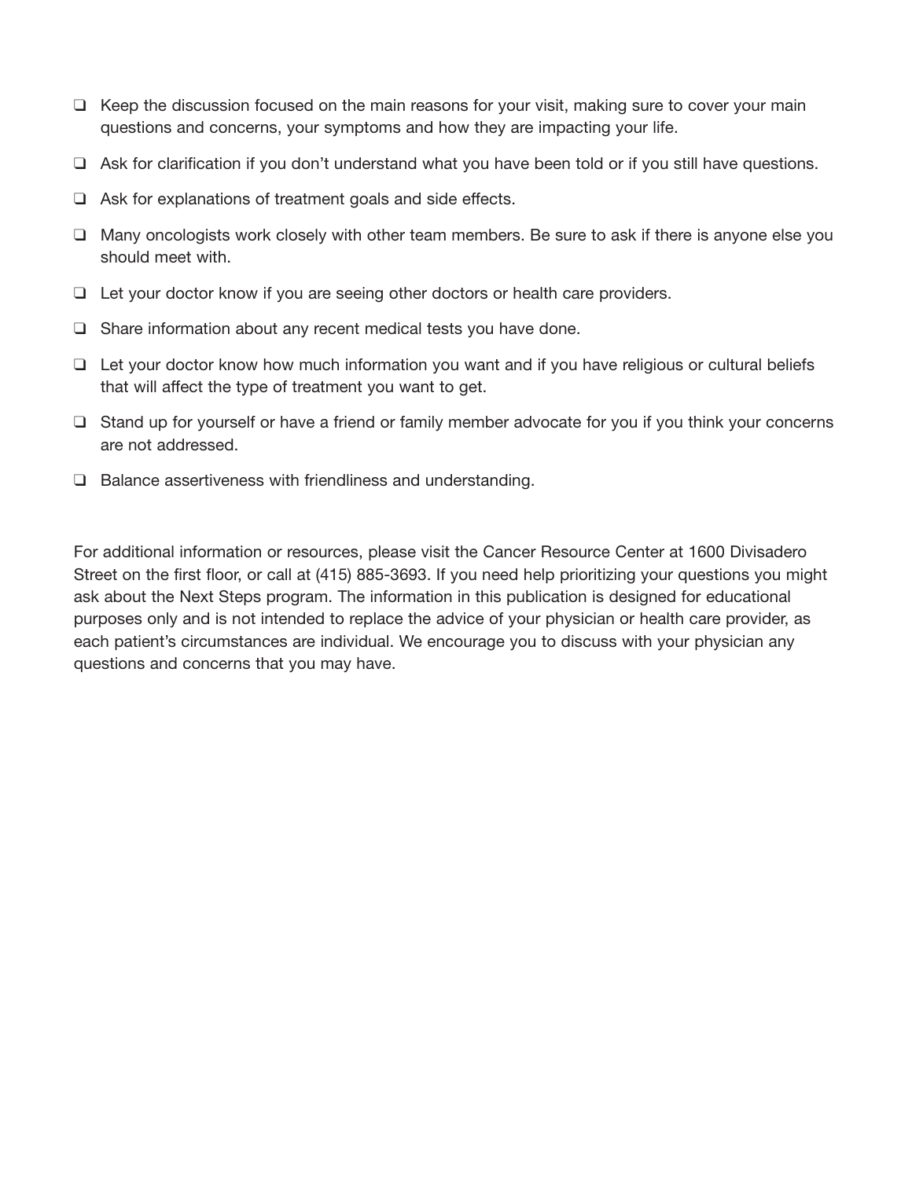- ❑ Keep the discussion focused on the main reasons for your visit, making sure to cover your main questions and concerns, your symptoms and how they are impacting your life.
- ❑ Ask for clarification if you don't understand what you have been told or if you still have questions.
- ❑ Ask for explanations of treatment goals and side effects.
- ❑ Many oncologists work closely with other team members. Be sure to ask if there is anyone else you should meet with.
- ❑ Let your doctor know if you are seeing other doctors or health care providers.
- ❑ Share information about any recent medical tests you have done.
- ❑ Let your doctor know how much information you want and if you have religious or cultural beliefs that will affect the type of treatment you want to get.
- ❑ Stand up for yourself or have a friend or family member advocate for you if you think your concerns are not addressed.
- ❑ Balance assertiveness with friendliness and understanding.

For additional information or resources, please visit the Cancer Resource Center at 1600 Divisadero Street on the first floor, or call at (415) 885-3693. If you need help prioritizing your questions you might ask about the Next Steps program. The information in this publication is designed for educational purposes only and is not intended to replace the advice of your physician or health care provider, as each patient's circumstances are individual. We encourage you to discuss with your physician any questions and concerns that you may have.